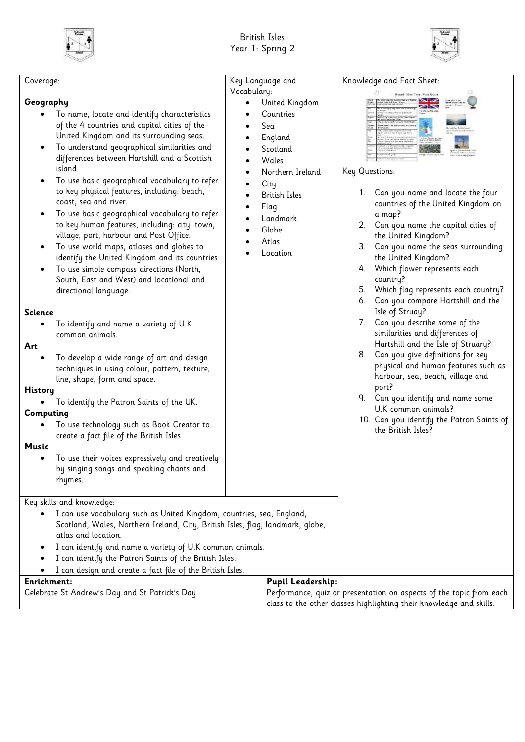# British Isles
## Year 1: Spring 2

**Coverage:**

**Geography**

- To name, locate and identify characteristics of the 4 countries and capital cities of the United Kingdom and its surrounding seas.
- To understand geographical similarities and differences between Hartshill and a Scottish island.
- To use basic geographical vocabulary to refer to key physical features, including: beach, coast, sea and river.
- To use basic geographical vocabulary to refer to key human features, including: city, town, village, port, harbour and Post Office.
- To use world maps, atlases and globes to identify the United Kingdom and its countries
- To use simple compass directions (North, South, East and West) and locational and directional language.

**Science**

- To identify and name a variety of U.K common animals.

**Art**

- To develop a wide range of art and design techniques in using colour, pattern, texture, line, shape, form and space.

**History**

- To identify the Patron Saints of the UK.

**Computing**

- To use technology such as Book Creator to create a fact file of the British Isles.

**Music**

- To use their voices expressively and creatively by singing songs and speaking chants and rhymes.

**Key Language and Vocabulary:**

- United Kingdom
- Countries
- Sea
- England
- Scotland
- Wales
- Northern Ireland
- City
- British Isles
- Flag
- Landmark
- Globe
- Atlas
- Location

**Knowledge and Fact Sheet:**

**Key Questions:**

1. Can you name and locate the four countries of the United Kingdom on a map?
2. Can you name the capital cities of the United Kingdom?
3. Can you name the seas surrounding the United Kingdom?
4. Which flower represents each country?
5. Which flag represents each country?
6. Can you compare Hartshill and the Isle of Struay?
7. Can you describe some of the similarities and differences of Hartshill and the Isle of Struary?
8. Can you give definitions for key physical and human features such as harbour, sea, beach, village and port?
9. Can you identify and name some U.K common animals?
10. Can you identify the Patron Saints of the British Isles?

**Key skills and knowledge:**

- I can use vocabulary such as United Kingdom, countries, sea, England, Scotland, Wales, Northern Ireland, City, British Isles, flag, landmark, globe, atlas and location.
- I can identify and name a variety of U.K common animals.
- I can identify the Patron Saints of the British Isles.
- I can design and create a fact file of the British Isles.

**Enrichment:**
Celebrate St Andrew's Day and St Patrick's Day.

**Pupil Leadership:**
Performance, quiz or presentation on aspects of the topic from each class to the other classes highlighting their knowledge and skills.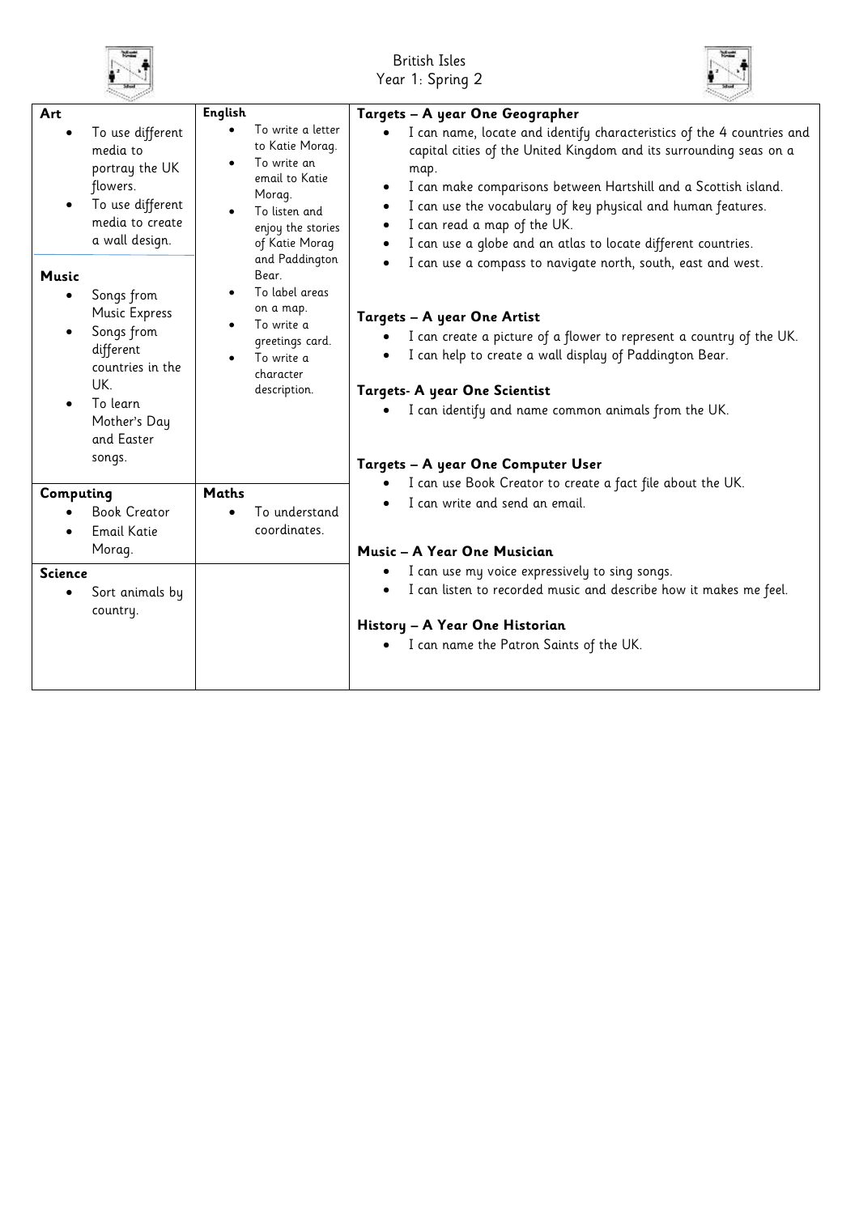British Isles
Year 1: Spring 2

**Art**

- To use different media to portray the UK flowers.
- To use different media to create a wall design.

**Music**

- Songs from Music Express
- Songs from different countries in the UK.
- To learn Mother's Day and Easter songs.

**English**

- To write a letter to Katie Morag.
- To write an email to Katie Morag.
- To listen and enjoy the stories of Katie Morag and Paddington Bear.
- To label areas on a map.
- To write a greetings card.
- To write a character description.

**Computing**

- Book Creator
- Email Katie Morag.

**Maths**

- To understand coordinates.

**Science**

- Sort animals by country.

**Targets – A year One Geographer**

- I can name, locate and identify characteristics of the 4 countries and capital cities of the United Kingdom and its surrounding seas on a map.
- I can make comparisons between Hartshill and a Scottish island.
- I can use the vocabulary of key physical and human features.
- I can read a map of the UK.
- I can use a globe and an atlas to locate different countries.
- I can use a compass to navigate north, south, east and west.

**Targets – A year One Artist**

- I can create a picture of a flower to represent a country of the UK.
- I can help to create a wall display of Paddington Bear.

**Targets- A year One Scientist**

- I can identify and name common animals from the UK.

**Targets – A year One Computer User**

- I can use Book Creator to create a fact file about the UK.
- I can write and send an email.

**Music – A Year One Musician**

- I can use my voice expressively to sing songs.
- I can listen to recorded music and describe how it makes me feel.

**History – A Year One Historian**

- I can name the Patron Saints of the UK.